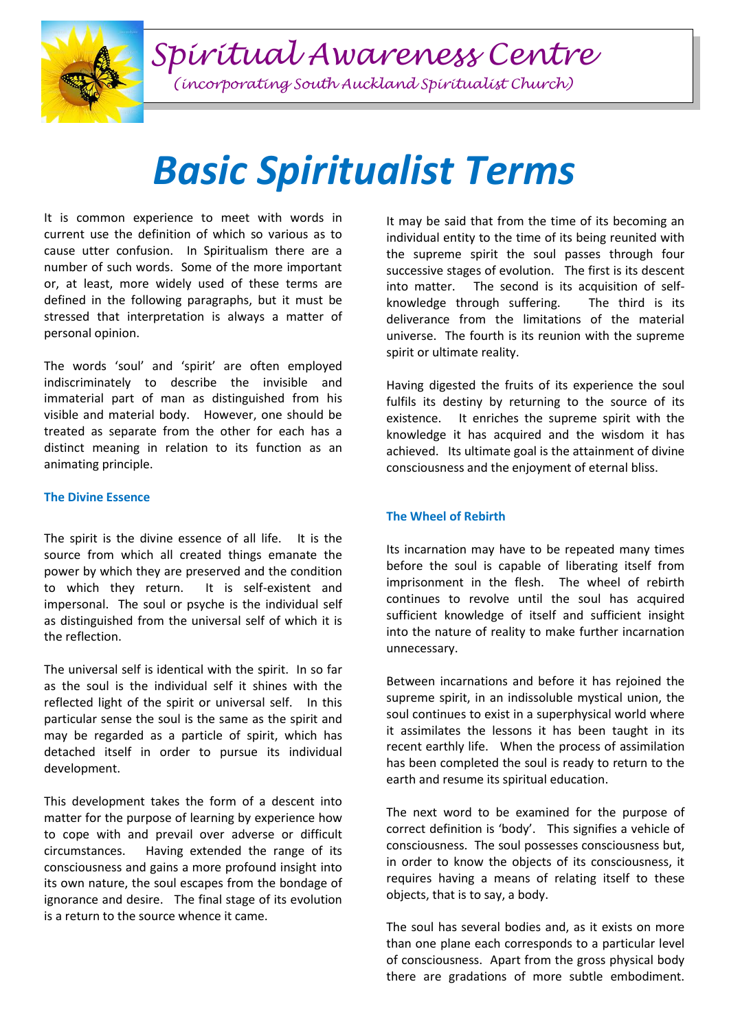# Spiritual Awareness Centre

*(incorporating South Auckland Spiritualist Church)*

# *Basic Spiritualist Terms*

It is common experience to meet with words in current use the definition of which so various as to cause utter confusion. In Spiritualism there are a number of such words. Some of the more important or, at least, more widely used of these terms are defined in the following paragraphs, but it must be stressed that interpretation is always a matter of personal opinion.

The words 'soul' and 'spirit' are often employed indiscriminately to describe the invisible and immaterial part of man as distinguished from his visible and material body. However, one should be treated as separate from the other for each has a distinct meaning in relation to its function as an animating principle.

### The Divine Essence

The spirit is the divine essence of all life. It is the source from which all created things emanate the power by which they are preserved and the condition to which they return. It is self-existent and impersonal. The soul or psyche is the individual self as distinguished from the universal self of which it is the reflection.

The universal self is identical with the spirit. In so far as the soul is the individual self it shines with the reflected light of the spirit or universal self. In this particular sense the soul is the same as the spirit and may be regarded as a particle of spirit, which has detached itself in order to pursue its individual development.

This development takes the form of a descent into matter for the purpose of learning by experience how to cope with and prevail over adverse or difficult circumstances. Having extended the range of its consciousness and gains a more profound insight into its own nature, the soul escapes from the bondage of ignorance and desire. The final stage of its evolution is a return to the source whence it came.

It may be said that from the time of its becoming an individual entity to the time of its being reunited with the supreme spirit the soul passes through four successive stages of evolution. The first is its descent into matter. The second is its acquisition of self-knowledge through suffering. The third is its deliverance from the limitations of the material universe. The fourth is its reunion with the supreme spirit or ultimate reality.

Having digested the fruits of its experience the soul fulfils its destiny by returning to the source of its existence. It enriches the supreme spirit with the knowledge it has acquired and the wisdom it has achieved. Its ultimate goal is the attainment of divine consciousness and the enjoyment of eternal bliss.

### The Wheel of Rebirth

Its incarnation may have to be repeated many times before the soul is capable of liberating itself from imprisonment in the flesh. The wheel of rebirth continues to revolve until the soul has acquired sufficient knowledge of itself and sufficient insight into the nature of reality to make further incarnation unnecessary.

Between incarnations and before it has rejoined the supreme spirit, in an indissoluble mystical union, the soul continues to exist in a superphysical world where it assimilates the lessons it has been taught in its recent earthly life. When the process of assimilation has been completed the soul is ready to return to the earth and resume its spiritual education.

The next word to be examined for the purpose of correct definition is 'body'. This signifies a vehicle of consciousness. The soul possesses consciousness but, in order to know the objects of its consciousness, it requires having a means of relating itself to these objects, that is to say, a body.

The soul has several bodies and, as it exists on more than one plane each corresponds to a particular level of consciousness. Apart from the gross physical body there are gradations of more subtle embodiment.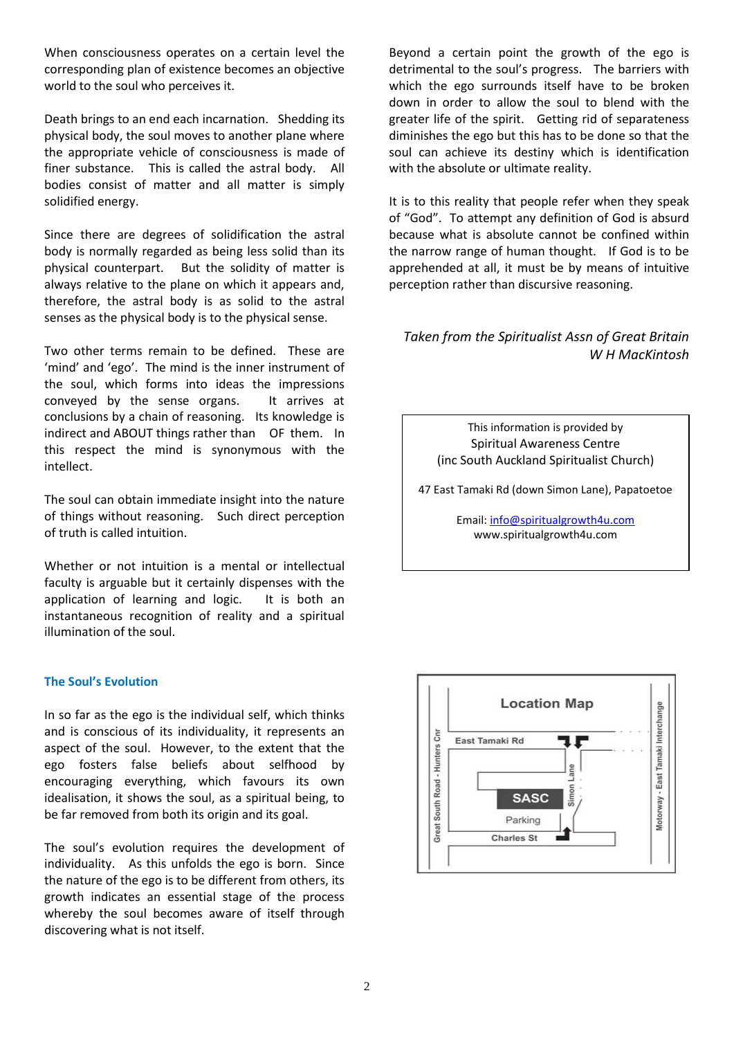When consciousness operates on a certain level the corresponding plan of existence becomes an objective world to the soul who perceives it.

Death brings to an end each incarnation. Shedding its physical body, the soul moves to another plane where the appropriate vehicle of consciousness is made of finer substance. This is called the astral body. All bodies consist of matter and all matter is simply solidified energy.

Since there are degrees of solidification the astral body is normally regarded as being less solid than its physical counterpart. But the solidity of matter is always relative to the plane on which it appears and, therefore, the astral body is as solid to the astral senses as the physical body is to the physical sense.

Two other terms remain to be defined. These are 'mind' and 'ego'. The mind is the inner instrument of the soul, which forms into ideas the impressions conveyed by the sense organs. It arrives at conclusions by a chain of reasoning. Its knowledge is indirect and ABOUT things rather than OF them. In this respect the mind is synonymous with the intellect.

The soul can obtain immediate insight into the nature of things without reasoning. Such direct perception of truth is called intuition.

Whether or not intuition is a mental or intellectual faculty is arguable but it certainly dispenses with the application of learning and logic. It is both an instantaneous recognition of reality and a spiritual illumination of the soul.

### The Soul's Evolution

In so far as the ego is the individual self, which thinks and is conscious of its individuality, it represents an aspect of the soul. However, to the extent that the ego fosters false beliefs about selfhood by encouraging everything, which favours its own idealisation, it shows the soul, as a spiritual being, to be far removed from both its origin and its goal.

The soul's evolution requires the development of individuality. As this unfolds the ego is born. Since the nature of the ego is to be different from others, its growth indicates an essential stage of the process whereby the soul becomes aware of itself through discovering what is not itself.

Beyond a certain point the growth of the ego is detrimental to the soul's progress. The barriers with which the ego surrounds itself have to be broken down in order to allow the soul to blend with the greater life of the spirit. Getting rid of separateness diminishes the ego but this has to be done so that the soul can achieve its destiny which is identification with the absolute or ultimate reality.

It is to this reality that people refer when they speak of "God". To attempt any definition of God is absurd because what is absolute cannot be confined within the narrow range of human thought. If God is to be apprehended at all, it must be by means of intuitive perception rather than discursive reasoning.

*Taken from the Spiritualist Assn of Great Britain*
*W H MacKintosh*

This information is provided by
Spiritual Awareness Centre
(inc South Auckland Spiritualist Church)

47 East Tamaki Rd (down Simon Lane), Papatoetoe

Email: info@spiritualgrowth4u.com
www.spiritualgrowth4u.com

Location Map
East Tamaki Rd
Simon Lane
SASC
Parking
Charles St
Great South Road - Hunters Cnr
Motorway - East Tamaki Interchange